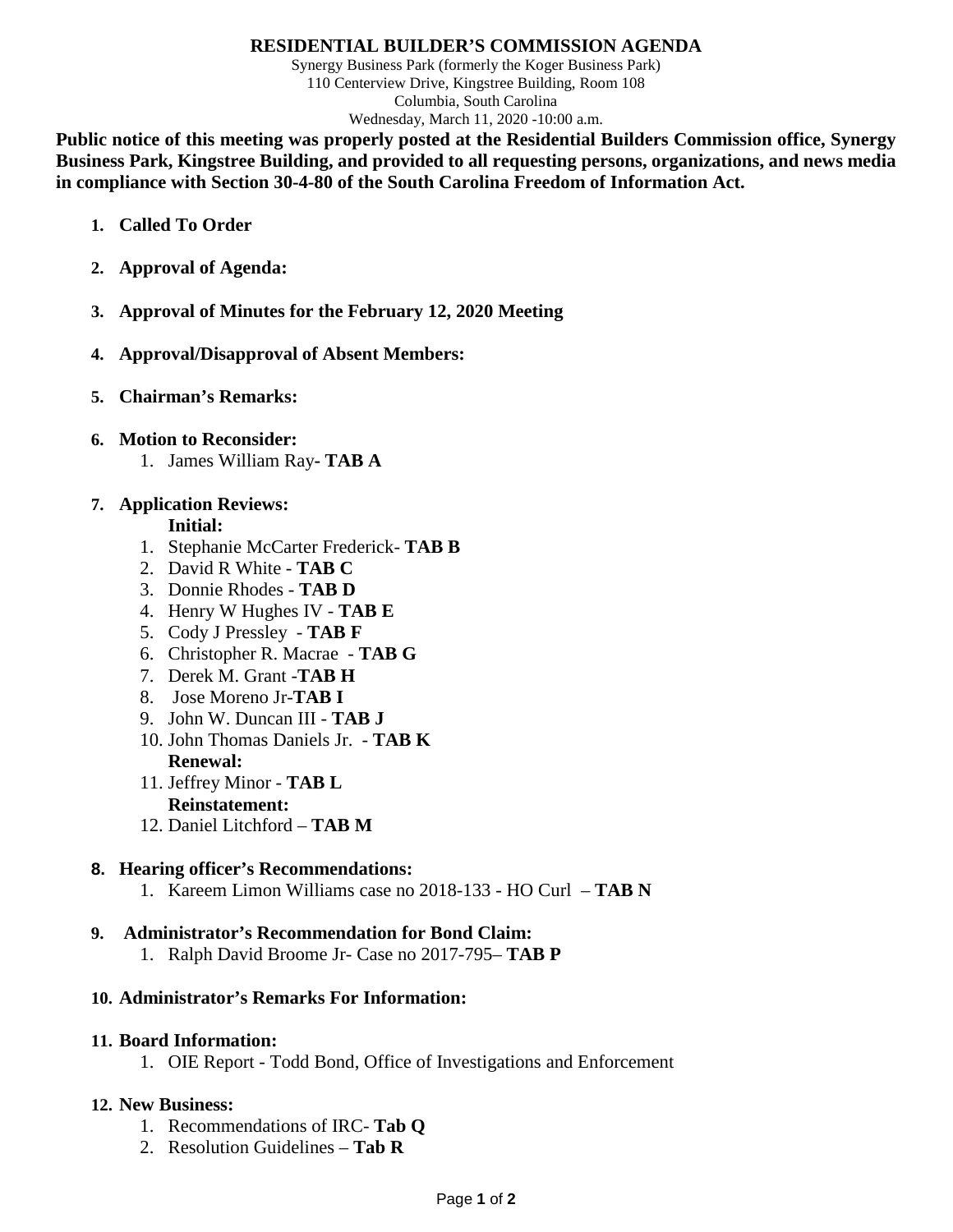# RESIDENTIAL BUILDER'S COMMISSION AGENDA

Synergy Business Park (formerly the Koger Business Park)
110 Centerview Drive, Kingstree Building, Room 108
Columbia, South Carolina
Wednesday, March 11, 2020 -10:00 a.m.

**Public notice of this meeting was properly posted at the Residential Builders Commission office, Synergy Business Park, Kingstree Building, and provided to all requesting persons, organizations, and news media in compliance with Section 30-4-80 of the South Carolina Freedom of Information Act.**

1. **Called To Order**

2. **Approval of Agenda:**

3. **Approval of Minutes for the February 12, 2020 Meeting**

4. **Approval/Disapproval of Absent Members:**

5. **Chairman's Remarks:**

6. **Motion to Reconsider:**
   1. James William Ray**- TAB A**

7. **Application Reviews:**

   **Initial:**
   1. Stephanie McCarter Frederick- **TAB B**
   2. David R White - **TAB C**
   3. Donnie Rhodes - **TAB D**
   4. Henry W Hughes IV - **TAB E**
   5. Cody J Pressley - **TAB F**
   6. Christopher R. Macrae - **TAB G**
   7. Derek M. Grant -**TAB H**
   8. Jose Moreno Jr-**TAB I**
   9. John W. Duncan III - **TAB J**
   10. John Thomas Daniels Jr. - **TAB K**

   **Renewal:**

   11. Jeffrey Minor - **TAB L**

   **Reinstatement:**

   12. Daniel Litchford – **TAB M**

8. **Hearing officer's Recommendations:**
   1. Kareem Limon Williams case no 2018-133 - HO Curl – **TAB N**

9. **Administrator's Recommendation for Bond Claim:**
   1. Ralph David Broome Jr- Case no 2017-795– **TAB P**

10. **Administrator's Remarks For Information:**

11. **Board Information:**
    1. OIE Report - Todd Bond, Office of Investigations and Enforcement

12. **New Business:**
    1. Recommendations of IRC- **Tab Q**
    2. Resolution Guidelines – **Tab R**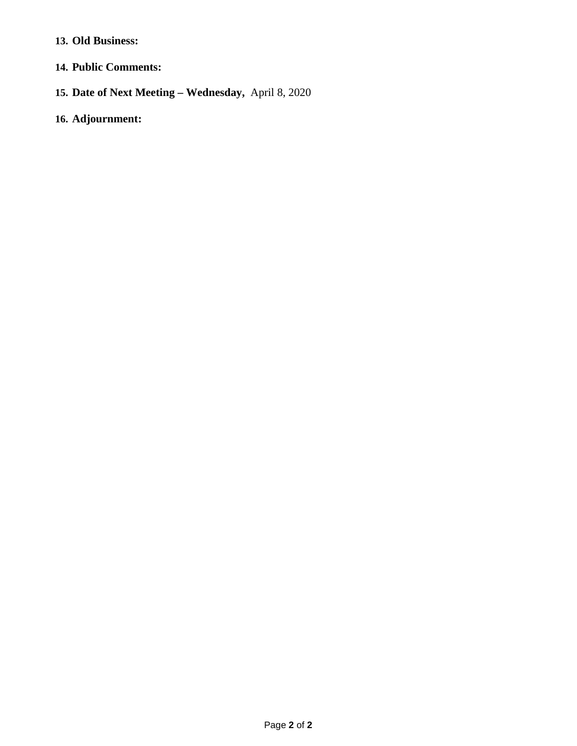13. **Old Business:**

14. **Public Comments:**

15. **Date of Next Meeting – Wednesday,** April 8, 2020

16. **Adjournment:**